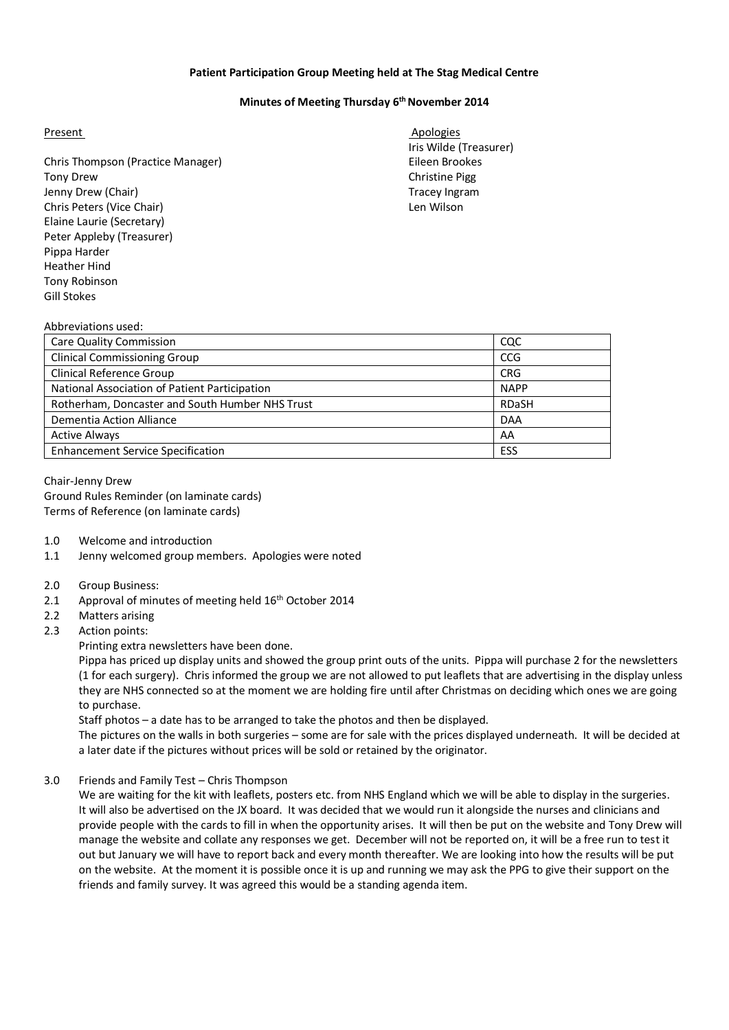**Patient Participation Group Meeting held at The Stag Medical Centre**

**Minutes of Meeting Thursday 6th November 2014**

Present

Chris Thompson (Practice Manager)
Tony Drew
Jenny Drew (Chair)
Chris Peters (Vice Chair)
Elaine Laurie (Secretary)
Peter Appleby (Treasurer)
Pippa Harder
Heather Hind
Tony Robinson
Gill Stokes

Apologies

Iris Wilde (Treasurer)
Eileen Brookes
Christine Pigg
Tracey Ingram
Len Wilson

Abbreviations used:

| | |
|---|---|
| Care Quality Commission | CQC |
| Clinical Commissioning Group | CCG |
| Clinical Reference Group | CRG |
| National Association of Patient Participation | NAPP |
| Rotherham, Doncaster and South Humber NHS Trust | RDaSH |
| Dementia Action Alliance | DAA |
| Active Always | AA |
| Enhancement Service Specification | ESS |

Chair-Jenny Drew
Ground Rules Reminder (on laminate cards)
Terms of Reference (on laminate cards)

1.0 Welcome and introduction

1.1 Jenny welcomed group members. Apologies were noted

2.0 Group Business:

2.1 Approval of minutes of meeting held 16th October 2014

2.2 Matters arising

2.3 Action points:

Printing extra newsletters have been done.

Pippa has priced up display units and showed the group print outs of the units. Pippa will purchase 2 for the newsletters (1 for each surgery). Chris informed the group we are not allowed to put leaflets that are advertising in the display unless they are NHS connected so at the moment we are holding fire until after Christmas on deciding which ones we are going to purchase.

Staff photos – a date has to be arranged to take the photos and then be displayed.

The pictures on the walls in both surgeries – some are for sale with the prices displayed underneath. It will be decided at a later date if the pictures without prices will be sold or retained by the originator.

3.0 Friends and Family Test – Chris Thompson

We are waiting for the kit with leaflets, posters etc. from NHS England which we will be able to display in the surgeries. It will also be advertised on the JX board. It was decided that we would run it alongside the nurses and clinicians and provide people with the cards to fill in when the opportunity arises. It will then be put on the website and Tony Drew will manage the website and collate any responses we get. December will not be reported on, it will be a free run to test it out but January we will have to report back and every month thereafter. We are looking into how the results will be put on the website. At the moment it is possible once it is up and running we may ask the PPG to give their support on the friends and family survey. It was agreed this would be a standing agenda item.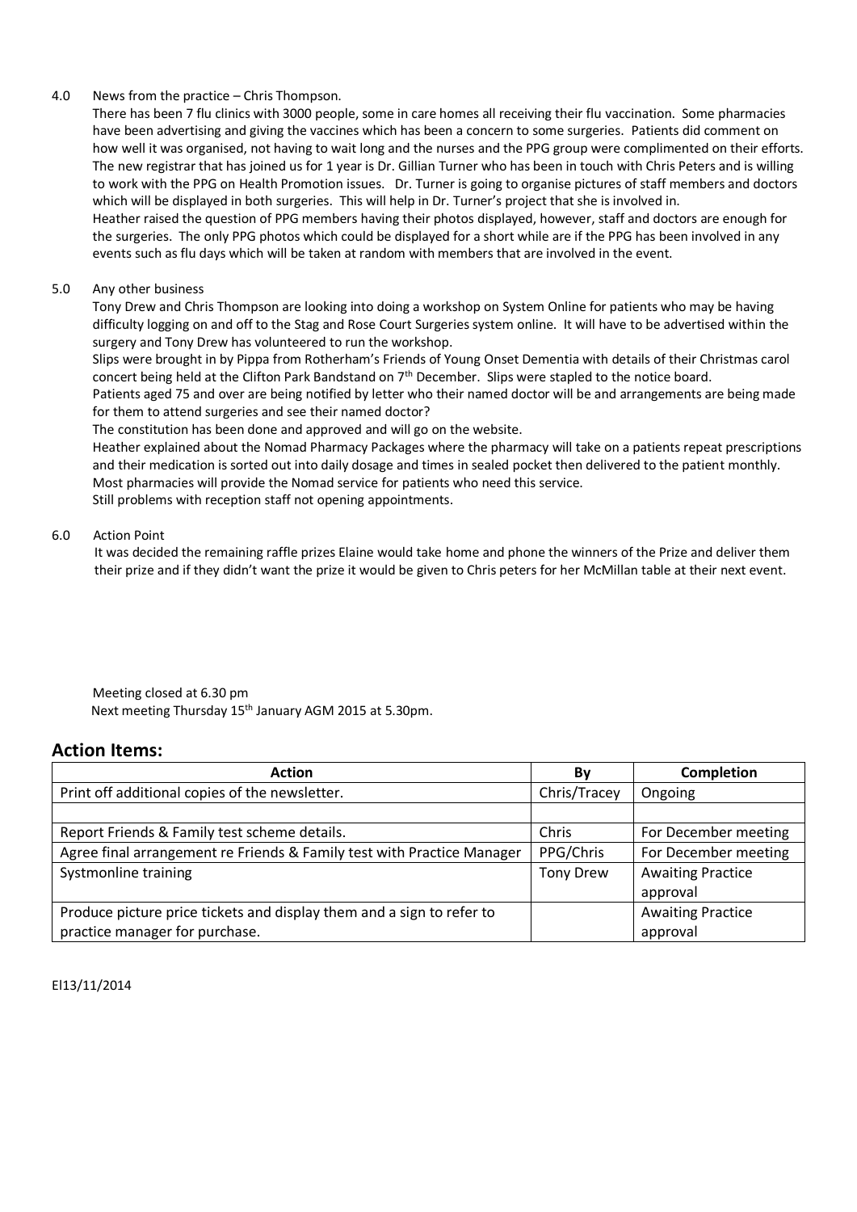4.0 News from the practice – Chris Thompson.

There has been 7 flu clinics with 3000 people, some in care homes all receiving their flu vaccination. Some pharmacies have been advertising and giving the vaccines which has been a concern to some surgeries. Patients did comment on how well it was organised, not having to wait long and the nurses and the PPG group were complimented on their efforts. The new registrar that has joined us for 1 year is Dr. Gillian Turner who has been in touch with Chris Peters and is willing to work with the PPG on Health Promotion issues. Dr. Turner is going to organise pictures of staff members and doctors which will be displayed in both surgeries. This will help in Dr. Turner's project that she is involved in.

Heather raised the question of PPG members having their photos displayed, however, staff and doctors are enough for the surgeries. The only PPG photos which could be displayed for a short while are if the PPG has been involved in any events such as flu days which will be taken at random with members that are involved in the event.

5.0 Any other business

Tony Drew and Chris Thompson are looking into doing a workshop on System Online for patients who may be having difficulty logging on and off to the Stag and Rose Court Surgeries system online. It will have to be advertised within the surgery and Tony Drew has volunteered to run the workshop.

Slips were brought in by Pippa from Rotherham's Friends of Young Onset Dementia with details of their Christmas carol concert being held at the Clifton Park Bandstand on 7th December. Slips were stapled to the notice board.

Patients aged 75 and over are being notified by letter who their named doctor will be and arrangements are being made for them to attend surgeries and see their named doctor?

The constitution has been done and approved and will go on the website.

Heather explained about the Nomad Pharmacy Packages where the pharmacy will take on a patients repeat prescriptions and their medication is sorted out into daily dosage and times in sealed pocket then delivered to the patient monthly. Most pharmacies will provide the Nomad service for patients who need this service.

Still problems with reception staff not opening appointments.

6.0 Action Point

It was decided the remaining raffle prizes Elaine would take home and phone the winners of the Prize and deliver them their prize and if they didn't want the prize it would be given to Chris peters for her McMillan table at their next event.

Meeting closed at 6.30 pm

Next meeting Thursday 15th January AGM 2015 at 5.30pm.

## Action Items:

| Action | By | Completion |
|---|---|---|
| Print off additional copies of the newsletter. | Chris/Tracey | Ongoing |
| | | |
| Report Friends & Family test scheme details. | Chris | For December meeting |
| Agree final arrangement re Friends & Family test with Practice Manager | PPG/Chris | For December meeting |
| Systmonline training | Tony Drew | Awaiting Practice approval |
| Produce picture price tickets and display them and a sign to refer to practice manager for purchase. | | Awaiting Practice approval |

El13/11/2014